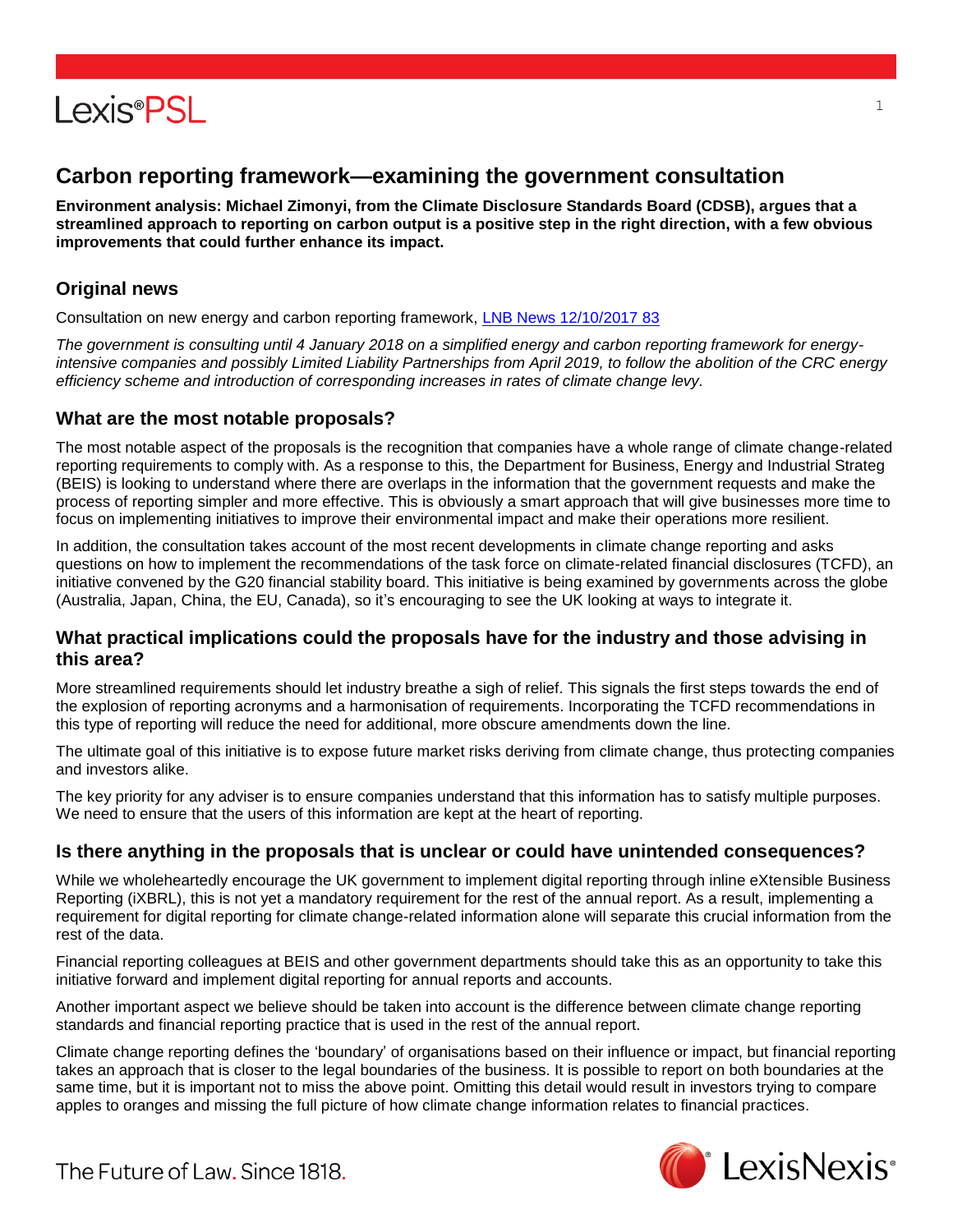# Carbon reporting framework—examining the government consultation

**Environment analysis: Michael Zimonyi, from the Climate Disclosure Standards Board (CDSB), argues that a streamlined approach to reporting on carbon output is a positive step in the right direction, with a few obvious improvements that could further enhance its impact.**

## Original news

Consultation on new energy and carbon reporting framework, [LNB News 12/10/2017 83]

*The government is consulting until 4 January 2018 on a simplified energy and carbon reporting framework for energy-intensive companies and possibly Limited Liability Partnerships from April 2019, to follow the abolition of the CRC energy efficiency scheme and introduction of corresponding increases in rates of climate change levy.*

## What are the most notable proposals?

The most notable aspect of the proposals is the recognition that companies have a whole range of climate change-related reporting requirements to comply with. As a response to this, the Department for Business, Energy and Industrial Strateg (BEIS) is looking to understand where there are overlaps in the information that the government requests and make the process of reporting simpler and more effective. This is obviously a smart approach that will give businesses more time to focus on implementing initiatives to improve their environmental impact and make their operations more resilient.

In addition, the consultation takes account of the most recent developments in climate change reporting and asks questions on how to implement the recommendations of the task force on climate-related financial disclosures (TCFD), an initiative convened by the G20 financial stability board. This initiative is being examined by governments across the globe (Australia, Japan, China, the EU, Canada), so it's encouraging to see the UK looking at ways to integrate it.

## What practical implications could the proposals have for the industry and those advising in this area?

More streamlined requirements should let industry breathe a sigh of relief. This signals the first steps towards the end of the explosion of reporting acronyms and a harmonisation of requirements. Incorporating the TCFD recommendations in this type of reporting will reduce the need for additional, more obscure amendments down the line.

The ultimate goal of this initiative is to expose future market risks deriving from climate change, thus protecting companies and investors alike.

The key priority for any adviser is to ensure companies understand that this information has to satisfy multiple purposes. We need to ensure that the users of this information are kept at the heart of reporting.

## Is there anything in the proposals that is unclear or could have unintended consequences?

While we wholeheartedly encourage the UK government to implement digital reporting through inline eXtensible Business Reporting (iXBRL), this is not yet a mandatory requirement for the rest of the annual report. As a result, implementing a requirement for digital reporting for climate change-related information alone will separate this crucial information from the rest of the data.

Financial reporting colleagues at BEIS and other government departments should take this as an opportunity to take this initiative forward and implement digital reporting for annual reports and accounts.

Another important aspect we believe should be taken into account is the difference between climate change reporting standards and financial reporting practice that is used in the rest of the annual report.

Climate change reporting defines the 'boundary' of organisations based on their influence or impact, but financial reporting takes an approach that is closer to the legal boundaries of the business. It is possible to report on both boundaries at the same time, but it is important not to miss the above point. Omitting this detail would result in investors trying to compare apples to oranges and missing the full picture of how climate change information relates to financial practices.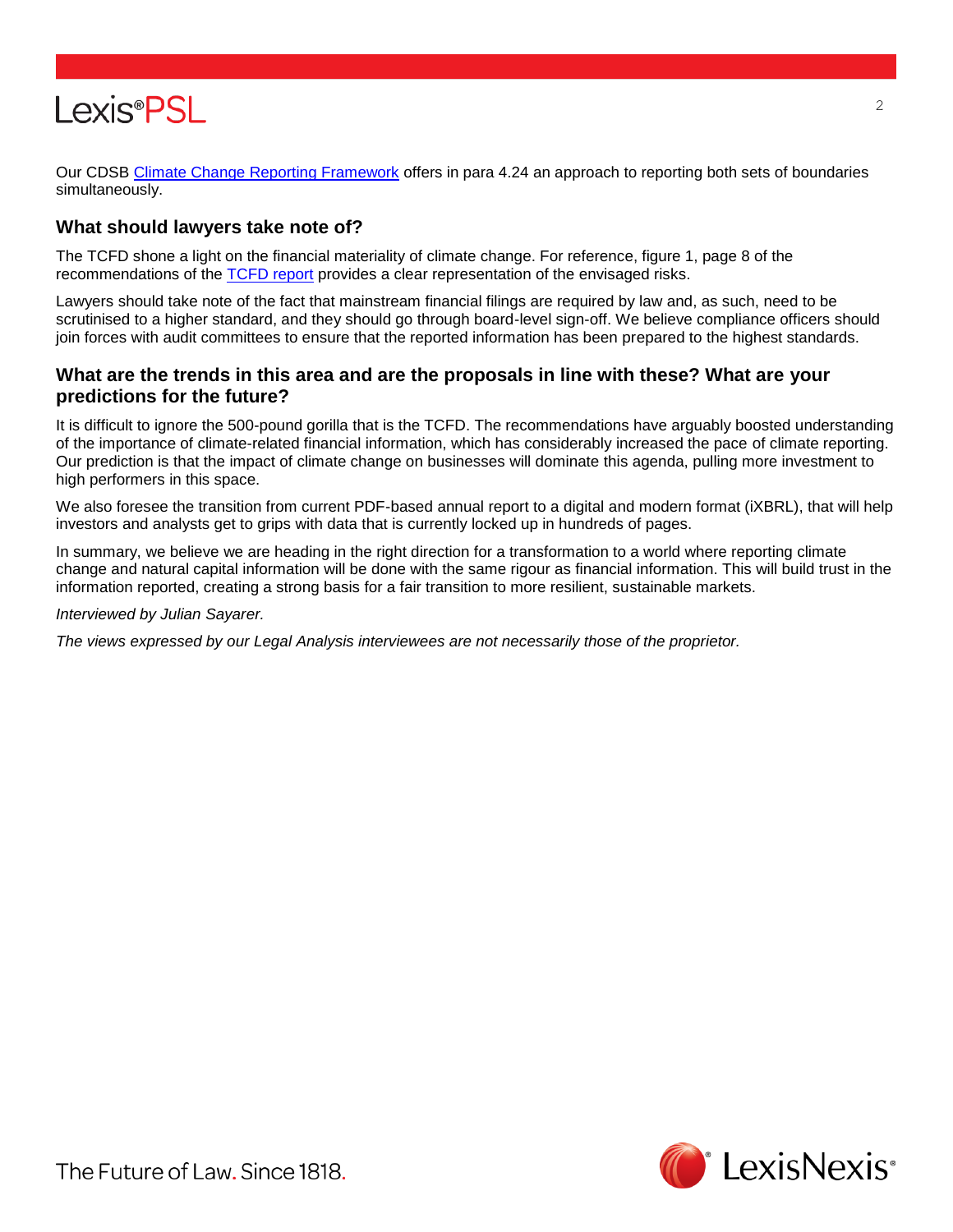Our CDSB Climate Change Reporting Framework offers in para 4.24 an approach to reporting both sets of boundaries simultaneously.

## What should lawyers take note of?

The TCFD shone a light on the financial materiality of climate change. For reference, figure 1, page 8 of the recommendations of the TCFD report provides a clear representation of the envisaged risks.

Lawyers should take note of the fact that mainstream financial filings are required by law and, as such, need to be scrutinised to a higher standard, and they should go through board-level sign-off. We believe compliance officers should join forces with audit committees to ensure that the reported information has been prepared to the highest standards.

## What are the trends in this area and are the proposals in line with these? What are your predictions for the future?

It is difficult to ignore the 500-pound gorilla that is the TCFD. The recommendations have arguably boosted understanding of the importance of climate-related financial information, which has considerably increased the pace of climate reporting. Our prediction is that the impact of climate change on businesses will dominate this agenda, pulling more investment to high performers in this space.

We also foresee the transition from current PDF-based annual report to a digital and modern format (iXBRL), that will help investors and analysts get to grips with data that is currently locked up in hundreds of pages.

In summary, we believe we are heading in the right direction for a transformation to a world where reporting climate change and natural capital information will be done with the same rigour as financial information. This will build trust in the information reported, creating a strong basis for a fair transition to more resilient, sustainable markets.

*Interviewed by Julian Sayarer.*

*The views expressed by our Legal Analysis interviewees are not necessarily those of the proprietor.*